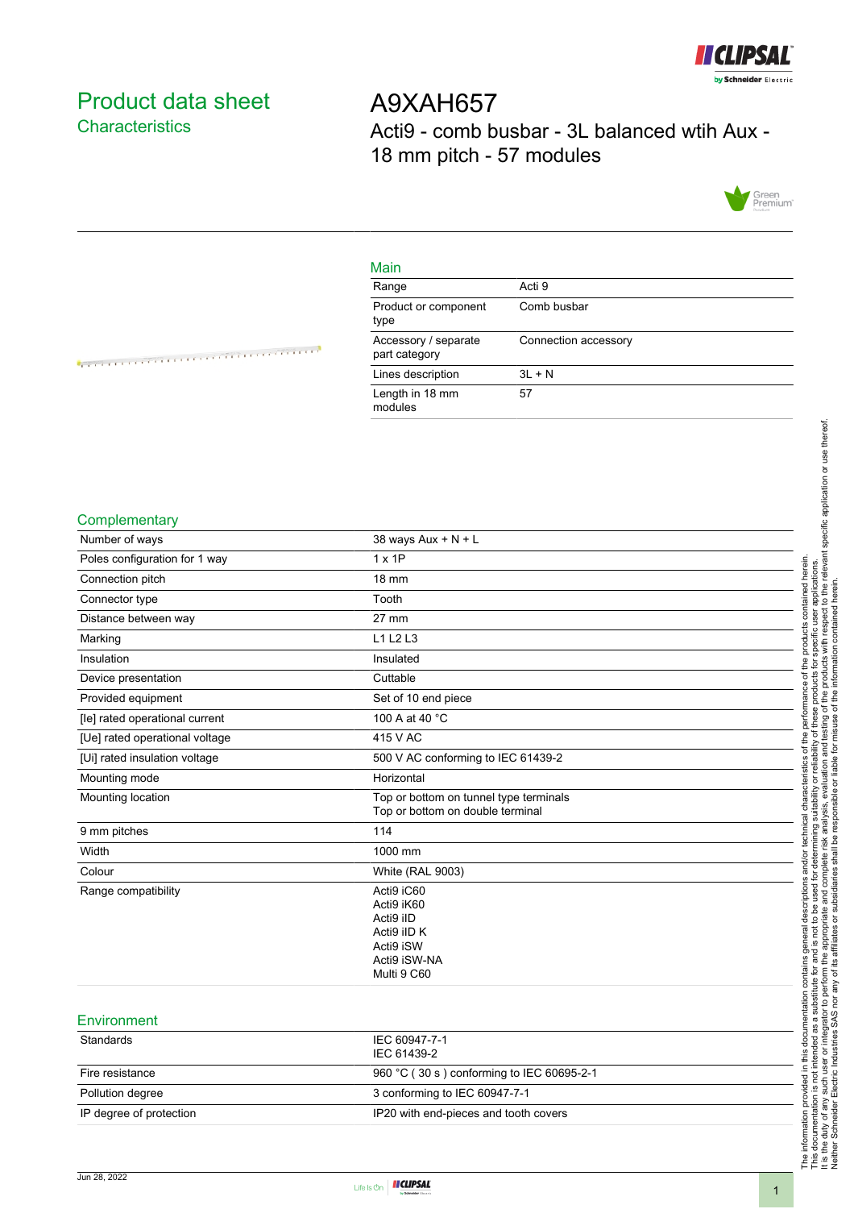# Product data sheet
## Characteristics

# A9XAH657
Acti9 - comb busbar - 3L balanced wtih Aux - 18 mm pitch - 57 modules

## Main

| | |
|---|---|
| Range | Acti 9 |
| Product or component type | Comb busbar |
| Accessory / separate part category | Connection accessory |
| Lines description | 3L + N |
| Length in 18 mm modules | 57 |

## Complementary

| | |
|---|---|
| Number of ways | 38 ways Aux + N + L |
| Poles configuration for 1 way | 1 x 1P |
| Connection pitch | 18 mm |
| Connector type | Tooth |
| Distance between way | 27 mm |
| Marking | L1 L2 L3 |
| Insulation | Insulated |
| Device presentation | Cuttable |
| Provided equipment | Set of 10 end piece |
| [Ie] rated operational current | 100 A at 40 °C |
| [Ue] rated operational voltage | 415 V AC |
| [Ui] rated insulation voltage | 500 V AC conforming to IEC 61439-2 |
| Mounting mode | Horizontal |
| Mounting location | Top or bottom on tunnel type terminals<br>Top or bottom on double terminal |
| 9 mm pitches | 114 |
| Width | 1000 mm |
| Colour | White (RAL 9003) |
| Range compatibility | Acti9 iC60<br>Acti9 iK60<br>Acti9 iID<br>Acti9 iID K<br>Acti9 iSW<br>Acti9 iSW-NA<br>Multi 9 C60 |

## Environment

| | |
|---|---|
| Standards | IEC 60947-7-1<br>IEC 61439-2 |
| Fire resistance | 960 °C ( 30 s ) conforming to IEC 60695-2-1 |
| Pollution degree | 3 conforming to IEC 60947-7-1 |
| IP degree of protection | IP20 with end-pieces and tooth covers |

The information provided in this documentation contains general descriptions and/or technical characteristics of the performance of the products contained herein. This documentation is not intended as a substitute for and is not to be used for determining suitability or reliability of these products for specific user applications. It is the duty of any such user or integrator to perform the appropriate and complete risk analysis, evaluation and testing of the products with respect to the relevant specific application or use thereof. Neither Schneider Electric Industries SAS nor any of its affiliates or subsidiaries shall be responsible or liable for misuse of the information contained herein.

Jun 28, 2022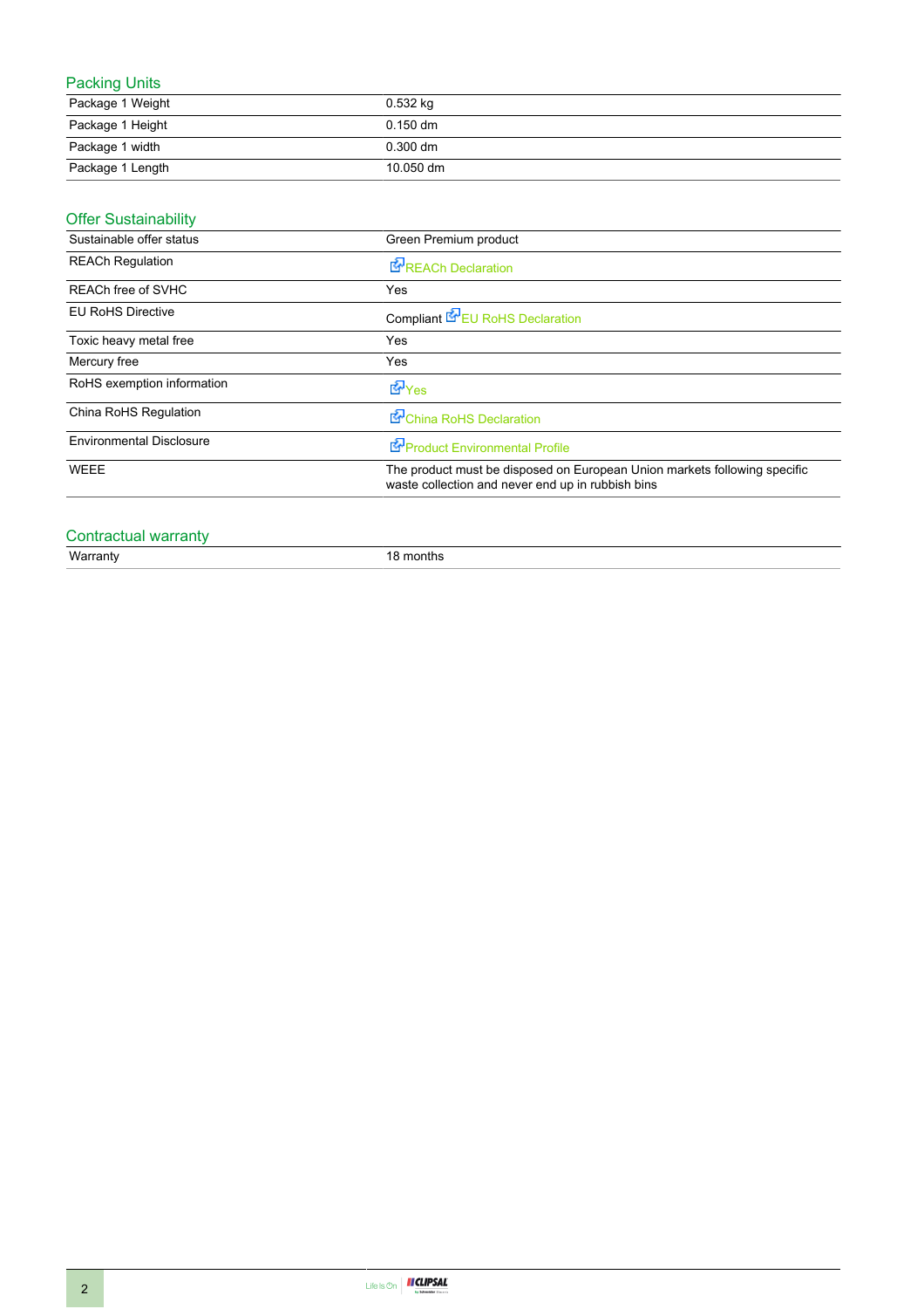## Packing Units

| | |
|---|---|
| Package 1 Weight | 0.532 kg |
| Package 1 Height | 0.150 dm |
| Package 1 width | 0.300 dm |
| Package 1 Length | 10.050 dm |

## Offer Sustainability

| | |
|---|---|
| Sustainable offer status | Green Premium product |
| REACh Regulation | REACh Declaration |
| REACh free of SVHC | Yes |
| EU RoHS Directive | Compliant EU RoHS Declaration |
| Toxic heavy metal free | Yes |
| Mercury free | Yes |
| RoHS exemption information | Yes |
| China RoHS Regulation | China RoHS Declaration |
| Environmental Disclosure | Product Environmental Profile |
| WEEE | The product must be disposed on European Union markets following specific waste collection and never end up in rubbish bins |

## Contractual warranty

| | |
|---|---|
| Warranty | 18 months |